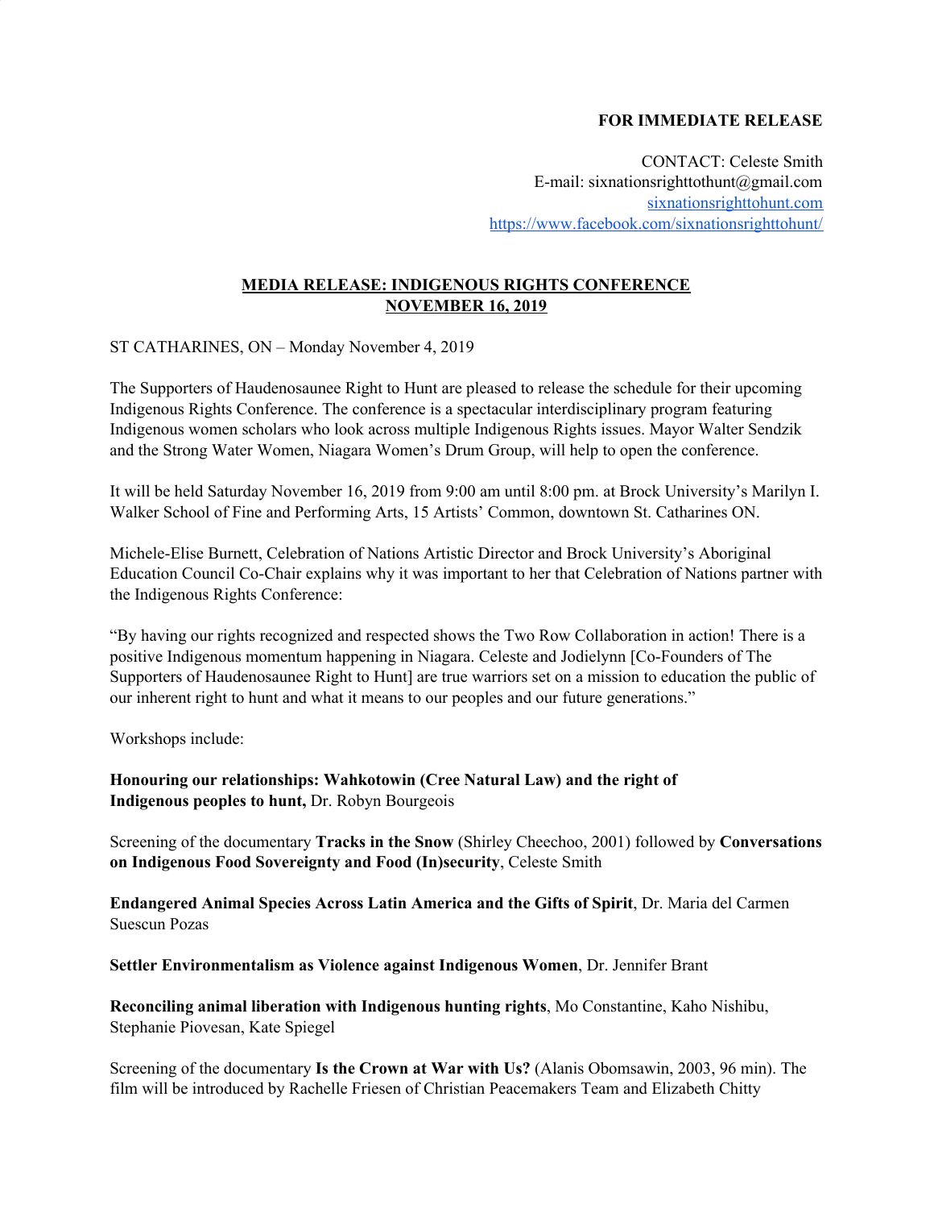**FOR IMMEDIATE RELEASE**

CONTACT: Celeste Smith
E-mail: sixnationsrighttohunt@gmail.com
[sixnationsrighttohunt.com](sixnationsrighttohunt.com)
[https://www.facebook.com/sixnationsrighttohunt/](https://www.facebook.com/sixnationsrighttohunt/)

## MEDIA RELEASE: INDIGENOUS RIGHTS CONFERENCE NOVEMBER 16, 2019

ST CATHARINES, ON – Monday November 4, 2019

The Supporters of Haudenosaunee Right to Hunt are pleased to release the schedule for their upcoming Indigenous Rights Conference. The conference is a spectacular interdisciplinary program featuring Indigenous women scholars who look across multiple Indigenous Rights issues. Mayor Walter Sendzik and the Strong Water Women, Niagara Women's Drum Group, will help to open the conference.

It will be held Saturday November 16, 2019 from 9:00 am until 8:00 pm. at Brock University's Marilyn I. Walker School of Fine and Performing Arts, 15 Artists' Common, downtown St. Catharines ON.

Michele-Elise Burnett, Celebration of Nations Artistic Director and Brock University's Aboriginal Education Council Co-Chair explains why it was important to her that Celebration of Nations partner with the Indigenous Rights Conference:

"By having our rights recognized and respected shows the Two Row Collaboration in action! There is a positive Indigenous momentum happening in Niagara. Celeste and Jodielynn [Co-Founders of The Supporters of Haudenosaunee Right to Hunt] are true warriors set on a mission to education the public of our inherent right to hunt and what it means to our peoples and our future generations."

Workshops include:

**Honouring our relationships: Wahkotowin (Cree Natural Law) and the right of Indigenous peoples to hunt,** Dr. Robyn Bourgeois

Screening of the documentary **Tracks in the Snow** (Shirley Cheechoo, 2001) followed by **Conversations on Indigenous Food Sovereignty and Food (In)security**, Celeste Smith

**Endangered Animal Species Across Latin America and the Gifts of Spirit**, Dr. Maria del Carmen Suescun Pozas

**Settler Environmentalism as Violence against Indigenous Women**, Dr. Jennifer Brant

**Reconciling animal liberation with Indigenous hunting rights**, Mo Constantine, Kaho Nishibu, Stephanie Piovesan, Kate Spiegel

Screening of the documentary **Is the Crown at War with Us?** (Alanis Obomsawin, 2003, 96 min). The film will be introduced by Rachelle Friesen of Christian Peacemakers Team and Elizabeth Chitty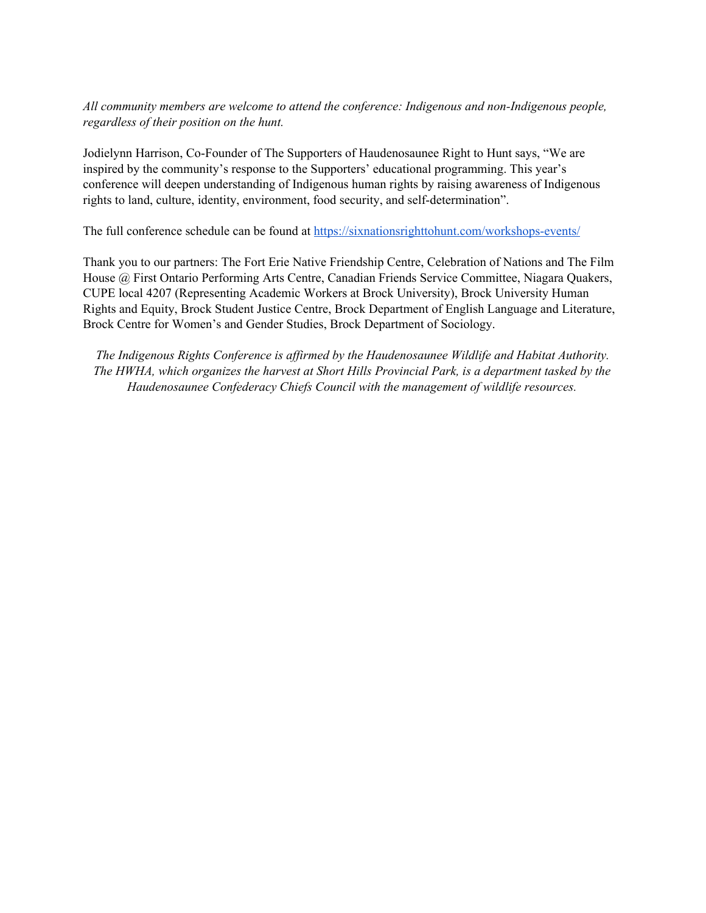*All community members are welcome to attend the conference: Indigenous and non-Indigenous people, regardless of their position on the hunt.*

Jodielynn Harrison, Co-Founder of The Supporters of Haudenosaunee Right to Hunt says, "We are inspired by the community's response to the Supporters' educational programming. This year's conference will deepen understanding of Indigenous human rights by raising awareness of Indigenous rights to land, culture, identity, environment, food security, and self-determination".

The full conference schedule can be found at [https://sixnationsrighttohunt.com/workshops-events/](https://sixnationsrighttohunt.com/workshops-events/)

Thank you to our partners: The Fort Erie Native Friendship Centre, Celebration of Nations and The Film House @ First Ontario Performing Arts Centre, Canadian Friends Service Committee, Niagara Quakers, CUPE local 4207 (Representing Academic Workers at Brock University), Brock University Human Rights and Equity, Brock Student Justice Centre, Brock Department of English Language and Literature, Brock Centre for Women's and Gender Studies, Brock Department of Sociology.

*The Indigenous Rights Conference is affirmed by the Haudenosaunee Wildlife and Habitat Authority. The HWHA, which organizes the harvest at Short Hills Provincial Park, is a department tasked by the Haudenosaunee Confederacy Chiefs Council with the management of wildlife resources.*